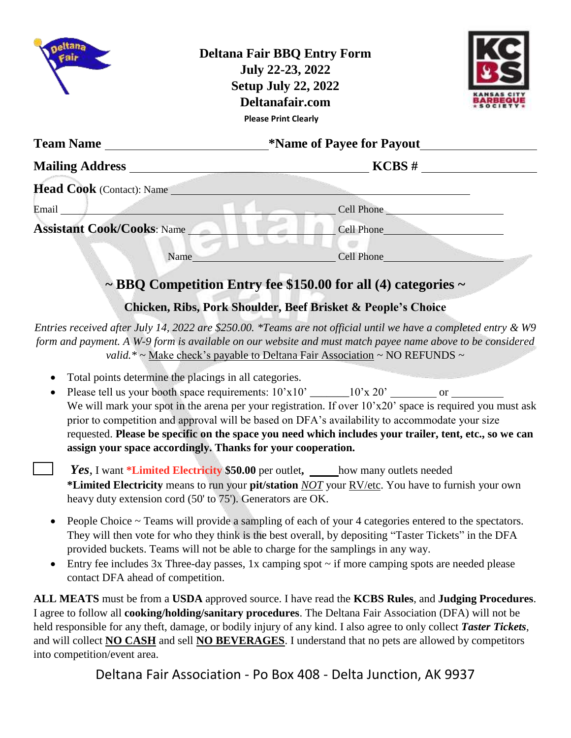# Deltana Fair BBQ Entry Form

**July 22-23, 2022**
**Setup July 22, 2022**
**Deltanafair.com**

**Please Print Clearly**

**Team Name** ______________________ **\*Name of Payee for Payout** ______________________

**Mailing Address** ______________________ **KCBS #** ______________________

**Head Cook** (Contact): Name ______________________

Email ______________________ Cell Phone ______________________

**Assistant Cook/Cooks**: Name ______________________ Cell Phone ______________________

Name ______________________ Cell Phone ______________________

## ~ BBQ Competition Entry fee $150.00 for all (4) categories ~

**Chicken, Ribs, Pork Shoulder, Beef Brisket & People's Choice**

*Entries received after July 14, 2022 are $250.00. \*Teams are not official until we have a completed entry & W9 form and payment. A W-9 form is available on our website and must match payee name above to be considered valid.\** ~ Make check's payable to Deltana Fair Association ~ NO REFUNDS ~

- Total points determine the placings in all categories.
- Please tell us your booth space requirements: 10'x10' _______ 10'x 20' ________ or _________
  We will mark your spot in the arena per your registration. If over 10'x20' space is required you must ask prior to competition and approval will be based on DFA's availability to accommodate your size requested. **Please be specific on the space you need which includes your trailer, tent, etc., so we can assign your space accordingly. Thanks for your cooperation.**

☐ ***Yes***, I want **\*Limited Electricity $50.00** per outlet**,** _____ how many outlets needed
**\*Limited Electricity** means to run your **pit/station** *NOT* your RV/etc. You have to furnish your own heavy duty extension cord (50' to 75'). Generators are OK.

- People Choice ~ Teams will provide a sampling of each of your 4 categories entered to the spectators. They will then vote for who they think is the best overall, by depositing "Taster Tickets" in the DFA provided buckets. Teams will not be able to charge for the samplings in any way.
- Entry fee includes 3x Three-day passes, 1x camping spot ~ if more camping spots are needed please contact DFA ahead of competition.

**ALL MEATS** must be from a **USDA** approved source. I have read the **KCBS Rules**, and **Judging Procedures**. I agree to follow all **cooking/holding/sanitary procedures**. The Deltana Fair Association (DFA) will not be held responsible for any theft, damage, or bodily injury of any kind. I also agree to only collect ***Taster Tickets***, and will collect **NO CASH** and sell **NO BEVERAGES**. I understand that no pets are allowed by competitors into competition/event area.

Deltana Fair Association - Po Box 408 - Delta Junction, AK 9937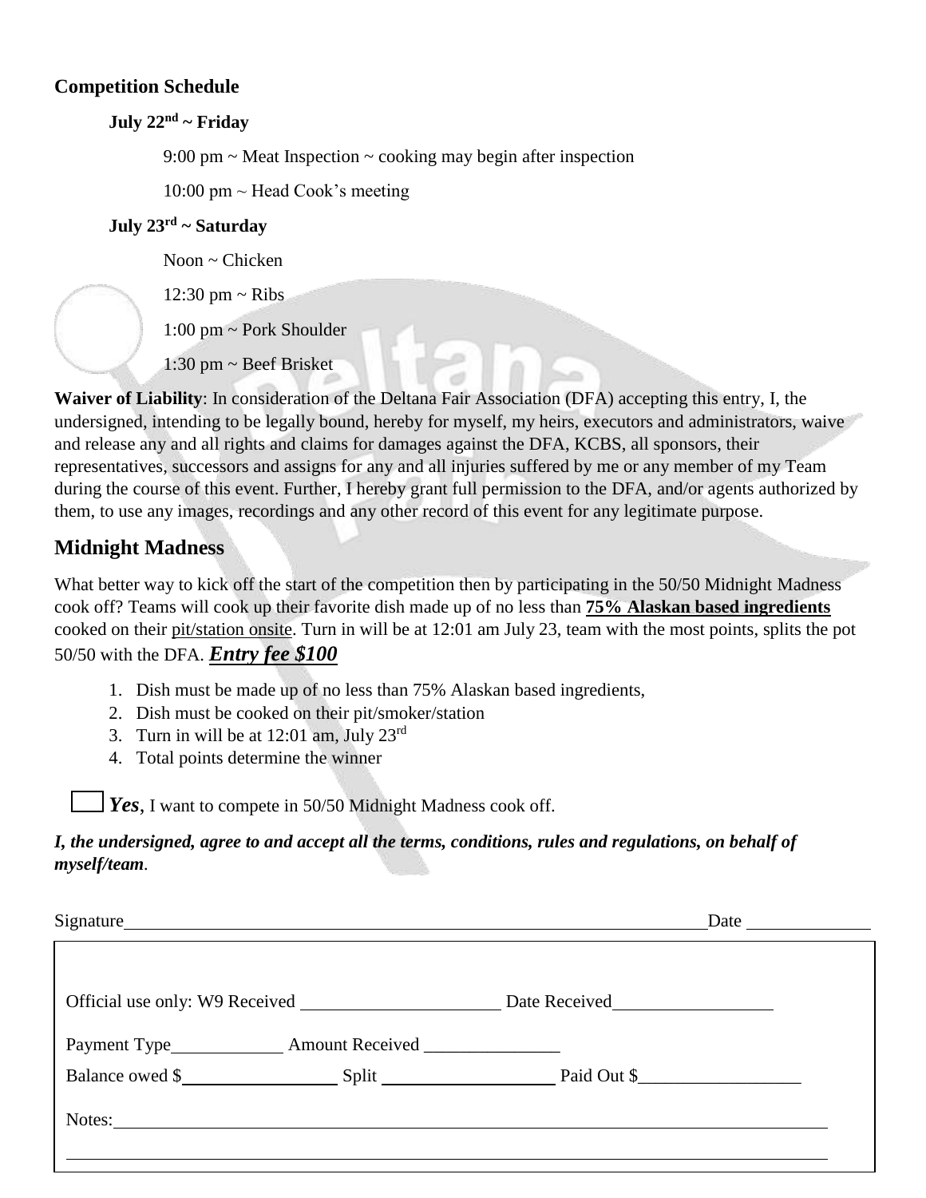**Competition Schedule**

**July 22nd ~ Friday**

9:00 pm ~ Meat Inspection ~ cooking may begin after inspection

10:00 pm ~ Head Cook's meeting

**July 23rd ~ Saturday**

Noon ~ Chicken

12:30 pm ~ Ribs

1:00 pm ~ Pork Shoulder

1:30 pm ~ Beef Brisket

**Waiver of Liability**: In consideration of the Deltana Fair Association (DFA) accepting this entry, I, the undersigned, intending to be legally bound, hereby for myself, my heirs, executors and administrators, waive and release any and all rights and claims for damages against the DFA, KCBS, all sponsors, their representatives, successors and assigns for any and all injuries suffered by me or any member of my Team during the course of this event. Further, I hereby grant full permission to the DFA, and/or agents authorized by them, to use any images, recordings and any other record of this event for any legitimate purpose.

## Midnight Madness

What better way to kick off the start of the competition then by participating in the 50/50 Midnight Madness cook off? Teams will cook up their favorite dish made up of no less than **75% Alaskan based ingredients** cooked on their pit/station onsite. Turn in will be at 12:01 am July 23, team with the most points, splits the pot 50/50 with the DFA. ***Entry fee $100***

1. Dish must be made up of no less than 75% Alaskan based ingredients,
2. Dish must be cooked on their pit/smoker/station
3. Turn in will be at 12:01 am, July 23rd
4. Total points determine the winner

☐ ***Yes***, I want to compete in 50/50 Midnight Madness cook off.

***I, the undersigned, agree to and accept all the terms, conditions, rules and regulations, on behalf of myself/team***.

Signature\_\_\_\_\_\_\_\_\_\_\_\_\_\_\_\_\_\_\_\_\_\_\_\_\_\_\_\_\_\_\_\_\_\_\_\_\_\_\_\_\_\_\_\_\_\_\_\_\_\_\_\_ Date \_\_\_\_\_\_\_\_\_\_\_\_

Official use only: W9 Received \_\_\_\_\_\_\_\_\_\_\_\_\_\_\_\_\_\_ Date Received\_\_\_\_\_\_\_\_\_\_\_\_\_\_\_

Payment Type\_\_\_\_\_\_\_\_\_\_ Amount Received \_\_\_\_\_\_\_\_\_\_\_\_\_

Balance owed $\_\_\_\_\_\_\_\_\_\_\_\_\_\_ Split \_\_\_\_\_\_\_\_\_\_\_\_\_\_\_\_ Paid Out $\_\_\_\_\_\_\_\_\_\_\_\_\_\_\_

Notes:\_\_\_\_\_\_\_\_\_\_\_\_\_\_\_\_\_\_\_\_\_\_\_\_\_\_\_\_\_\_\_\_\_\_\_\_\_\_\_\_\_\_\_\_\_\_\_\_\_\_\_\_\_\_\_\_\_\_\_\_\_\_\_\_\_\_